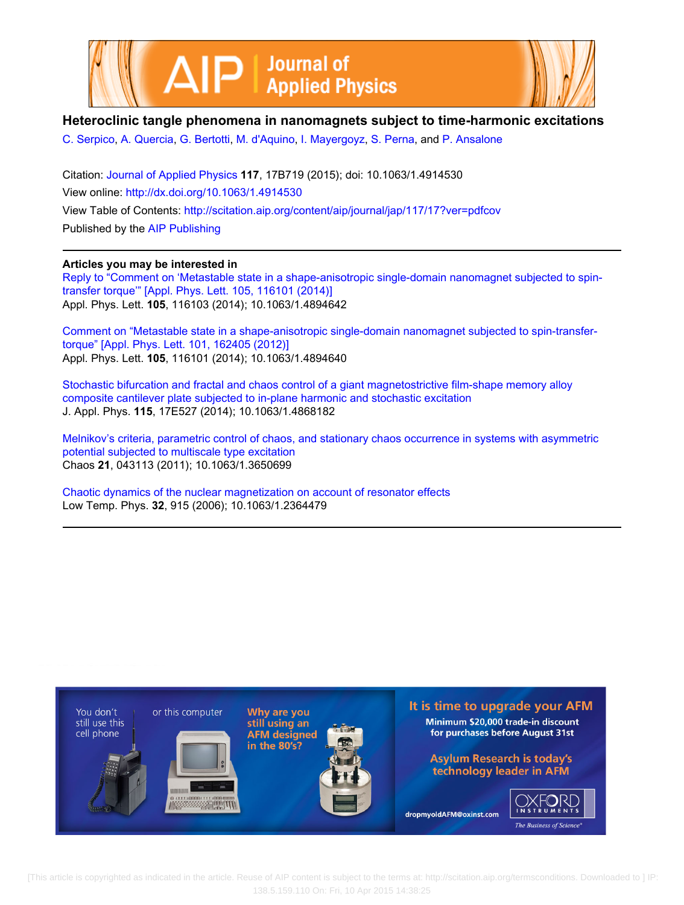# Heteroclinic tangle phenomena in nanomagnets subject to time-harmonic excitations

C. Serpico, A. Quercia, G. Bertotti, M. d'Aquino, I. Mayergoyz, S. Perna, and P. Ansalone

Citation: Journal of Applied Physics **117**, 17B719 (2015); doi: 10.1063/1.4914530

View online: http://dx.doi.org/10.1063/1.4914530

View Table of Contents: http://scitation.aip.org/content/aip/journal/jap/117/17?ver=pdfcov

Published by the AIP Publishing

## Articles you may be interested in

Reply to "Comment on 'Metastable state in a shape-anisotropic single-domain nanomagnet subjected to spin-transfer torque'" [Appl. Phys. Lett. 105, 116101 (2014)]
Appl. Phys. Lett. **105**, 116103 (2014); 10.1063/1.4894642

Comment on "Metastable state in a shape-anisotropic single-domain nanomagnet subjected to spin-transfer-torque" [Appl. Phys. Lett. 101, 162405 (2012)]
Appl. Phys. Lett. **105**, 116101 (2014); 10.1063/1.4894640

Stochastic bifurcation and fractal and chaos control of a giant magnetostrictive film-shape memory alloy composite cantilever plate subjected to in-plane harmonic and stochastic excitation
J. Appl. Phys. **115**, 17E527 (2014); 10.1063/1.4868182

Melnikov's criteria, parametric control of chaos, and stationary chaos occurrence in systems with asymmetric potential subjected to multiscale type excitation
Chaos **21**, 043113 (2011); 10.1063/1.3650699

Chaotic dynamics of the nuclear magnetization on account of resonator effects
Low Temp. Phys. **32**, 915 (2006); 10.1063/1.2364479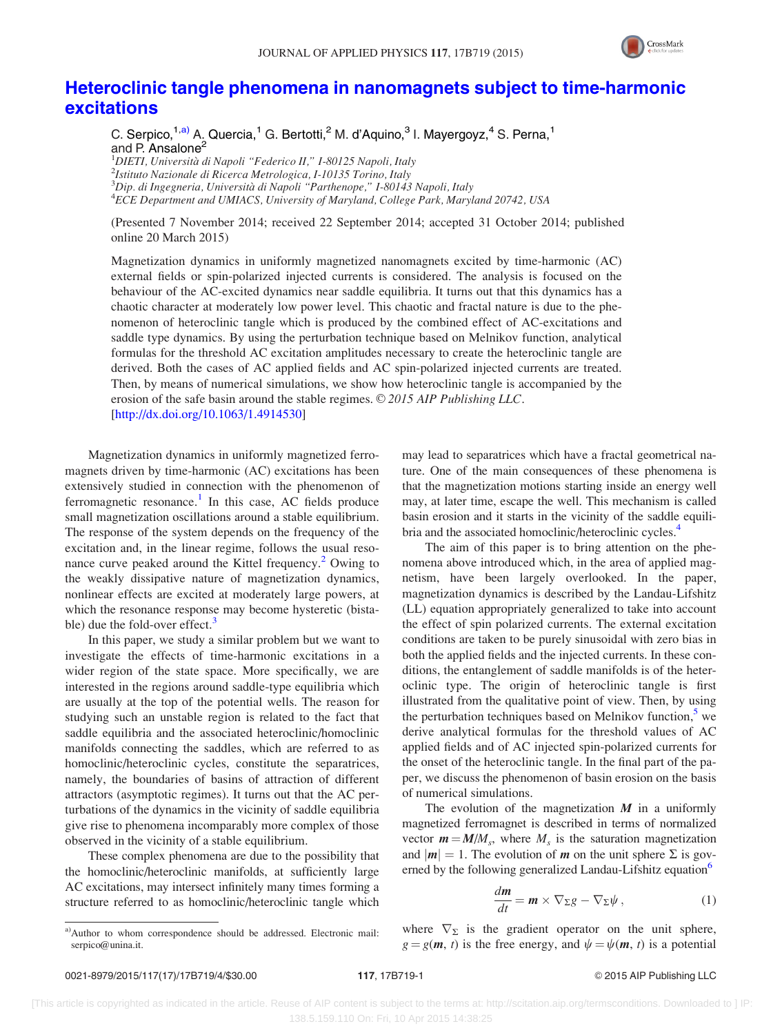# Heteroclinic tangle phenomena in nanomagnets subject to time-harmonic excitations

C. Serpico,[1,a)] A. Quercia,[1] G. Bertotti,[2] M. d'Aquino,[3] I. Mayergoyz,[4] S. Perna,[1] and P. Ansalone[2]

[1]DIETI, Università di Napoli "Federico II," I-80125 Napoli, Italy
[2]Istituto Nazionale di Ricerca Metrologica, I-10135 Torino, Italy
[3]Dip. di Ingegneria, Università di Napoli "Parthenope," I-80143 Napoli, Italy
[4]ECE Department and UMIACS, University of Maryland, College Park, Maryland 20742, USA

(Presented 7 November 2014; received 22 September 2014; accepted 31 October 2014; published online 20 March 2015)

Magnetization dynamics in uniformly magnetized nanomagnets excited by time-harmonic (AC) external fields or spin-polarized injected currents is considered. The analysis is focused on the behaviour of the AC-excited dynamics near saddle equilibria. It turns out that this dynamics has a chaotic character at moderately low power level. This chaotic and fractal nature is due to the phenomenon of heteroclinic tangle which is produced by the combined effect of AC-excitations and saddle type dynamics. By using the perturbation technique based on Melnikov function, analytical formulas for the threshold AC excitation amplitudes necessary to create the heteroclinic tangle are derived. Both the cases of AC applied fields and AC spin-polarized injected currents are treated. Then, by means of numerical simulations, we show how heteroclinic tangle is accompanied by the erosion of the safe basin around the stable regimes. © 2015 AIP Publishing LLC.
[http://dx.doi.org/10.1063/1.4914530]

Magnetization dynamics in uniformly magnetized ferromagnets driven by time-harmonic (AC) excitations has been extensively studied in connection with the phenomenon of ferromagnetic resonance.[1] In this case, AC fields produce small magnetization oscillations around a stable equilibrium. The response of the system depends on the frequency of the excitation and, in the linear regime, follows the usual resonance curve peaked around the Kittel frequency.[2] Owing to the weakly dissipative nature of magnetization dynamics, nonlinear effects are excited at moderately large powers, at which the resonance response may become hysteretic (bistable) due the fold-over effect.[3]

In this paper, we study a similar problem but we want to investigate the effects of time-harmonic excitations in a wider region of the state space. More specifically, we are interested in the regions around saddle-type equilibria which are usually at the top of the potential wells. The reason for studying such an unstable region is related to the fact that saddle equilibria and the associated heteroclinic/homoclinic manifolds connecting the saddles, which are referred to as homoclinic/heteroclinic cycles, constitute the separatrices, namely, the boundaries of basins of attraction of different attractors (asymptotic regimes). It turns out that the AC perturbations of the dynamics in the vicinity of saddle equilibria give rise to phenomena incomparably more complex of those observed in the vicinity of a stable equilibrium.

These complex phenomena are due to the possibility that the homoclinic/heteroclinic manifolds, at sufficiently large AC excitations, may intersect infinitely many times forming a structure referred to as homoclinic/heteroclinic tangle which may lead to separatrices which have a fractal geometrical nature. One of the main consequences of these phenomena is that the magnetization motions starting inside an energy well may, at later time, escape the well. This mechanism is called basin erosion and it starts in the vicinity of the saddle equilibria and the associated homoclinic/heteroclinic cycles.[4]

The aim of this paper is to bring attention on the phenomena above introduced which, in the area of applied magnetism, have been largely overlooked. In the paper, magnetization dynamics is described by the Landau-Lifshitz (LL) equation appropriately generalized to take into account the effect of spin polarized currents. The external excitation conditions are taken to be purely sinusoidal with zero bias in both the applied fields and the injected currents. In these conditions, the entanglement of saddle manifolds is of the heteroclinic type. The origin of heteroclinic tangle is first illustrated from the qualitative point of view. Then, by using the perturbation techniques based on Melnikov function,[5] we derive analytical formulas for the threshold values of AC applied fields and of AC injected spin-polarized currents for the onset of the heteroclinic tangle. In the final part of the paper, we discuss the phenomenon of basin erosion on the basis of numerical simulations.

The evolution of the magnetization $\boldsymbol{M}$ in a uniformly magnetized ferromagnet is described in terms of normalized vector $\boldsymbol{m} = \boldsymbol{M}/M_s$, where $M_s$ is the saturation magnetization and $|\boldsymbol{m}| = 1$. The evolution of $\boldsymbol{m}$ on the unit sphere $\Sigma$ is governed by the following generalized Landau-Lifshitz equation[6]

$$\frac{d\boldsymbol{m}}{dt} = \boldsymbol{m} \times \nabla_\Sigma g - \nabla_\Sigma \psi\,, \tag{1}$$

where $\nabla_\Sigma$ is the gradient operator on the unit sphere, $g = g(\boldsymbol{m}, t)$ is the free energy, and $\psi = \psi(\boldsymbol{m}, t)$ is a potential

[a)]Author to whom correspondence should be addressed. Electronic mail: serpico@unina.it.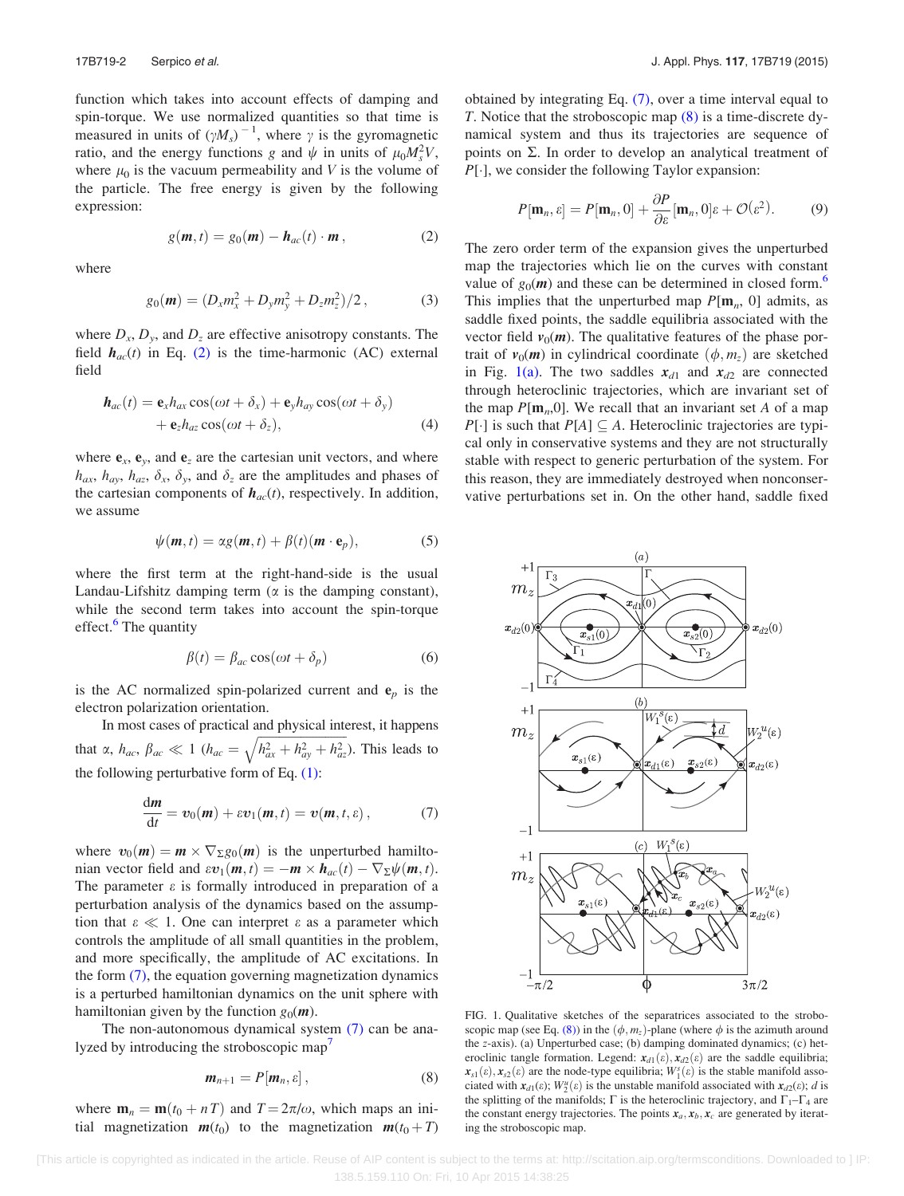function which takes into account effects of damping and spin-torque. We use normalized quantities so that time is measured in units of $(\gamma M_s)^{-1}$, where $\gamma$ is the gyromagnetic ratio, and the energy functions $g$ and $\psi$ in units of $\mu_0 M_s^2 V$, where $\mu_0$ is the vacuum permeability and $V$ is the volume of the particle. The free energy is given by the following expression:

$$g(\boldsymbol{m}, t) = g_0(\boldsymbol{m}) - \boldsymbol{h}_{ac}(t) \cdot \boldsymbol{m}\,, \tag{2}$$

where

$$g_0(\boldsymbol{m}) = (D_x m_x^2 + D_y m_y^2 + D_z m_z^2)/2\,, \tag{3}$$

where $D_x$, $D_y$, and $D_z$ are effective anisotropy constants. The field $\boldsymbol{h}_{ac}(t)$ in Eq. (2) is the time-harmonic (AC) external field

$$\boldsymbol{h}_{ac}(t) = \mathbf{e}_x h_{ax}\cos(\omega t + \delta_x) + \mathbf{e}_y h_{ay}\cos(\omega t + \delta_y) + \mathbf{e}_z h_{az}\cos(\omega t + \delta_z), \tag{4}$$

where $\mathbf{e}_x$, $\mathbf{e}_y$, and $\mathbf{e}_z$ are the cartesian unit vectors, and where $h_{ax}$, $h_{ay}$, $h_{az}$, $\delta_x$, $\delta_y$, and $\delta_z$ are the amplitudes and phases of the cartesian components of $\boldsymbol{h}_{ac}(t)$, respectively. In addition, we assume

$$\psi(\boldsymbol{m}, t) = \alpha g(\boldsymbol{m}, t) + \beta(t)(\boldsymbol{m} \cdot \mathbf{e}_p), \tag{5}$$

where the first term at the right-hand-side is the usual Landau-Lifshitz damping term ($\alpha$ is the damping constant), while the second term takes into account the spin-torque effect.[6] The quantity

$$\beta(t) = \beta_{ac}\cos(\omega t + \delta_p) \tag{6}$$

is the AC normalized spin-polarized current and $\mathbf{e}_p$ is the electron polarization orientation.

In most cases of practical and physical interest, it happens that $\alpha$, $h_{ac}$, $\beta_{ac} \ll 1$ ($h_{ac} = \sqrt{h_{ax}^2 + h_{ay}^2 + h_{az}^2}$). This leads to the following perturbative form of Eq. (1):

$$\frac{\mathrm{d}\boldsymbol{m}}{\mathrm{d}t} = \boldsymbol{v}_0(\boldsymbol{m}) + \varepsilon \boldsymbol{v}_1(\boldsymbol{m}, t) = \boldsymbol{v}(\boldsymbol{m}, t, \varepsilon)\,, \tag{7}$$

where $\boldsymbol{v}_0(\boldsymbol{m}) = \boldsymbol{m} \times \nabla_\Sigma g_0(\boldsymbol{m})$ is the unperturbed hamiltonian vector field and $\varepsilon \boldsymbol{v}_1(\boldsymbol{m}, t) = -\boldsymbol{m} \times \boldsymbol{h}_{ac}(t) - \nabla_\Sigma \psi(\boldsymbol{m}, t)$. The parameter $\varepsilon$ is formally introduced in preparation of a perturbation analysis of the dynamics based on the assumption that $\varepsilon \ll 1$. One can interpret $\varepsilon$ as a parameter which controls the amplitude of all small quantities in the problem, and more specifically, the amplitude of AC excitations. In the form (7), the equation governing magnetization dynamics is a perturbed hamiltonian dynamics on the unit sphere with hamiltonian given by the function $g_0(\boldsymbol{m})$.

The non-autonomous dynamical system (7) can be analyzed by introducing the stroboscopic map[7]

$$\boldsymbol{m}_{n+1} = P[\boldsymbol{m}_n, \varepsilon]\,, \tag{8}$$

where $\mathbf{m}_n = \mathbf{m}(t_0 + nT)$ and $T = 2\pi/\omega$, which maps an initial magnetization $\boldsymbol{m}(t_0)$ to the magnetization $\boldsymbol{m}(t_0 + T)$ obtained by integrating Eq. (7), over a time interval equal to $T$. Notice that the stroboscopic map (8) is a time-discrete dynamical system and thus its trajectories are sequence of points on $\Sigma$. In order to develop an analytical treatment of $P[\cdot]$, we consider the following Taylor expansion:

$$P[\mathbf{m}_n, \varepsilon] = P[\mathbf{m}_n, 0] + \frac{\partial P}{\partial \varepsilon}[\mathbf{m}_n, 0]\varepsilon + \mathcal{O}(\varepsilon^2). \tag{9}$$

The zero order term of the expansion gives the unperturbed map the trajectories which lie on the curves with constant value of $g_0(\boldsymbol{m})$ and these can be determined in closed form.[6] This implies that the unperturbed map $P[\mathbf{m}_n, 0]$ admits, as saddle fixed points, the saddle equilibria associated with the vector field $\boldsymbol{v}_0(\boldsymbol{m})$. The qualitative features of the phase portrait of $\boldsymbol{v}_0(\boldsymbol{m})$ in cylindrical coordinate $(\phi, m_z)$ are sketched in Fig. 1(a). The two saddles $\boldsymbol{x}_{d1}$ and $\boldsymbol{x}_{d2}$ are connected through heteroclinic trajectories, which are invariant set of the map $P[\mathbf{m}_n, 0]$. We recall that an invariant set $A$ of a map $P[\cdot]$ is such that $P[A] \subseteq A$. Heteroclinic trajectories are typical only in conservative systems and they are not structurally stable with respect to generic perturbation of the system. For this reason, they are immediately destroyed when nonconservative perturbations set in. On the other hand, saddle fixed

FIG. 1. Qualitative sketches of the separatrices associated to the stroboscopic map (see Eq. (8)) in the $(\phi, m_z)$-plane (where $\phi$ is the azimuth around the $z$-axis). (a) Unperturbed case; (b) damping dominated dynamics; (c) heteroclinic tangle formation. Legend: $\boldsymbol{x}_{d1}(\varepsilon), \boldsymbol{x}_{d2}(\varepsilon)$ are the saddle equilibria; $\boldsymbol{x}_{s1}(\varepsilon), \boldsymbol{x}_{s2}(\varepsilon)$ are the node-type equilibria; $W_1^s(\varepsilon)$ is the stable manifold associated with $\boldsymbol{x}_{d1}(\varepsilon)$; $W_2^u(\varepsilon)$ is the unstable manifold associated with $\boldsymbol{x}_{d2}(\varepsilon)$; $d$ is the splitting of the manifolds; $\Gamma$ is the heteroclinic trajectory, and $\Gamma_1$–$\Gamma_4$ are the constant energy trajectories. The points $\boldsymbol{x}_a, \boldsymbol{x}_b, \boldsymbol{x}_c$ are generated by iterating the stroboscopic map.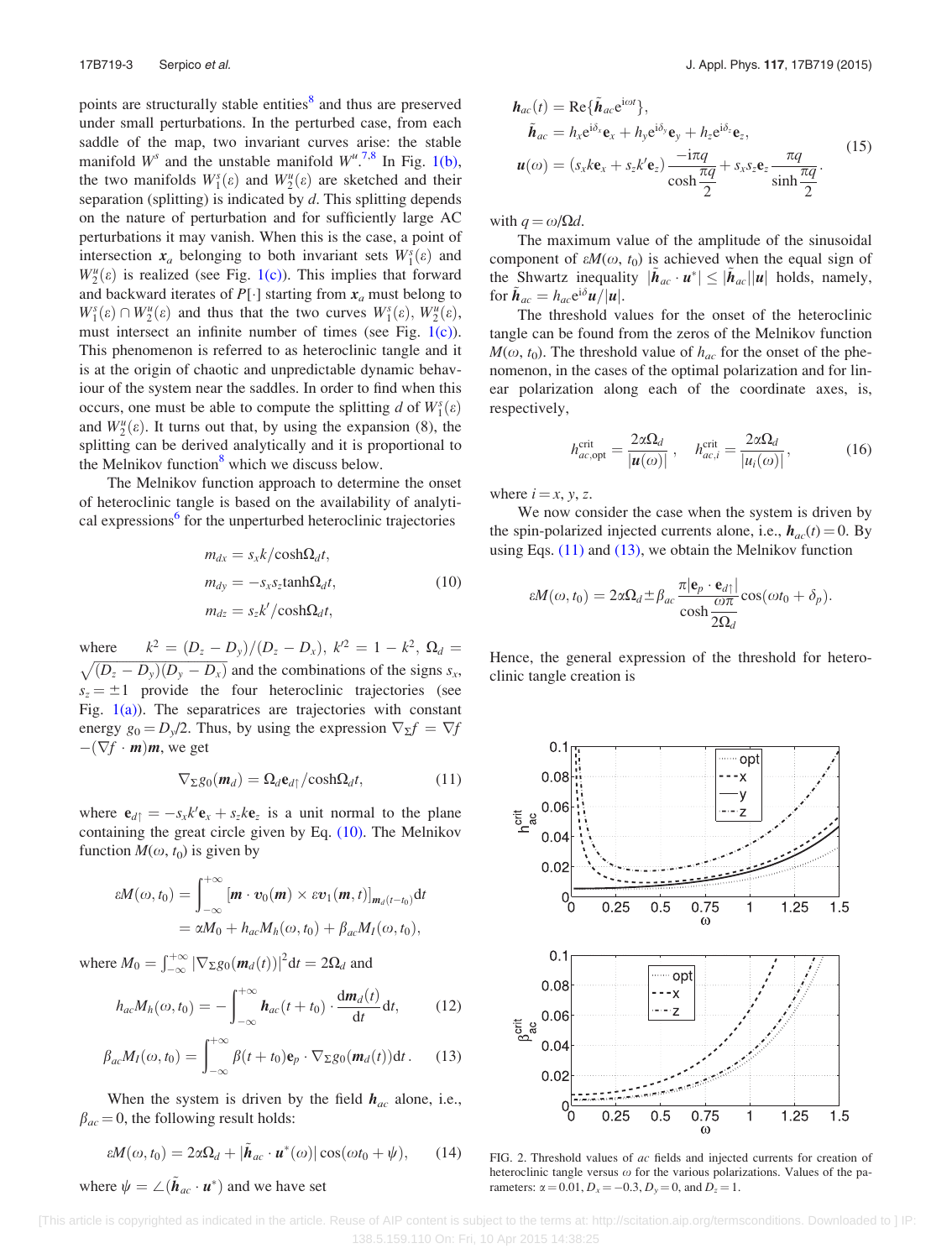points are structurally stable entities[8] and thus are preserved under small perturbations. In the perturbed case, from each saddle of the map, two invariant curves arise: the stable manifold $W^s$ and the unstable manifold $W^u$.[7,8] In Fig. 1(b), the two manifolds $W_1^s(\varepsilon)$ and $W_2^u(\varepsilon)$ are sketched and their separation (splitting) is indicated by $d$. This splitting depends on the nature of perturbation and for sufficiently large AC perturbations it may vanish. When this is the case, a point of intersection $\boldsymbol{x}_a$ belonging to both invariant sets $W_1^s(\varepsilon)$ and $W_2^u(\varepsilon)$ is realized (see Fig. 1(c)). This implies that forward and backward iterates of $P[\cdot]$ starting from $\boldsymbol{x}_a$ must belong to $W_1^s(\varepsilon) \cap W_2^u(\varepsilon)$ and thus that the two curves $W_1^s(\varepsilon)$, $W_2^u(\varepsilon)$, must intersect an infinite number of times (see Fig. 1(c)). This phenomenon is referred to as heteroclinic tangle and it is at the origin of chaotic and unpredictable dynamic behaviour of the system near the saddles. In order to find when this occurs, one must be able to compute the splitting $d$ of $W_1^s(\varepsilon)$ and $W_2^u(\varepsilon)$. It turns out that, by using the expansion (8), the splitting can be derived analytically and it is proportional to the Melnikov function[8] which we discuss below.

The Melnikov function approach to determine the onset of heteroclinic tangle is based on the availability of analytical expressions[6] for the unperturbed heteroclinic trajectories

$$
\begin{aligned}
m_{dx} &= s_x k/\cosh\Omega_d t,\\
m_{dy} &= -s_x s_z \tanh\Omega_d t,\\
m_{dz} &= s_z k'/\cosh\Omega_d t,
\end{aligned}
\tag{10}
$$

where $k^2 = (D_z - D_y)/(D_z - D_x)$, $k'^2 = 1 - k^2$, $\Omega_d = \sqrt{(D_z - D_y)(D_y - D_x)}$ and the combinations of the signs $s_x$, $s_z = \pm 1$ provide the four heteroclinic trajectories (see Fig. 1(a)). The separatrices are trajectories with constant energy $g_0 = D_y/2$. Thus, by using the expression $\nabla_\Sigma f = \nabla f - (\nabla f \cdot \boldsymbol{m})\boldsymbol{m}$, we get

$$
\nabla_\Sigma g_0(\boldsymbol{m}_d) = \Omega_d \mathbf{e}_{d\uparrow}/\cosh\Omega_d t, \tag{11}
$$

where $\mathbf{e}_{d\uparrow} = -s_x k' \mathbf{e}_x + s_z k \mathbf{e}_z$ is a unit normal to the plane containing the great circle given by Eq. (10). The Melnikov function $M(\omega, t_0)$ is given by

$$
\begin{aligned}
\varepsilon M(\omega, t_0) &= \int_{-\infty}^{+\infty} [\boldsymbol{m} \cdot \boldsymbol{v}_0(\boldsymbol{m}) \times \varepsilon \boldsymbol{v}_1(\boldsymbol{m}, t)]_{\boldsymbol{m}_d(t-t_0)} \mathrm{d}t\\
&= \alpha M_0 + h_{ac} M_h(\omega, t_0) + \beta_{ac} M_I(\omega, t_0),
\end{aligned}
$$

where $M_0 = \int_{-\infty}^{+\infty} |\nabla_\Sigma g_0(\boldsymbol{m}_d(t))|^2 \mathrm{d}t = 2\Omega_d$ and

$$
h_{ac} M_h(\omega, t_0) = -\int_{-\infty}^{+\infty} \boldsymbol{h}_{ac}(t + t_0) \cdot \frac{\mathrm{d}\boldsymbol{m}_d(t)}{\mathrm{d}t} \mathrm{d}t, \tag{12}
$$

$$
\beta_{ac} M_I(\omega, t_0) = \int_{-\infty}^{+\infty} \beta(t + t_0) \mathbf{e}_p \cdot \nabla_\Sigma g_0(\boldsymbol{m}_d(t)) \mathrm{d}t\,. \tag{13}
$$

When the system is driven by the field $\boldsymbol{h}_{ac}$ alone, i.e., $\beta_{ac} = 0$, the following result holds:

$$
\varepsilon M(\omega, t_0) = 2\alpha\Omega_d + |\tilde{\boldsymbol{h}}_{ac} \cdot \boldsymbol{u}^*(\omega)| \cos(\omega t_0 + \psi), \tag{14}
$$

where $\psi = \angle(\tilde{\boldsymbol{h}}_{ac} \cdot \boldsymbol{u}^*)$ and we have set

$$
\begin{aligned}
\boldsymbol{h}_{ac}(t) &= \mathrm{Re}\{\tilde{\boldsymbol{h}}_{ac} e^{i\omega t}\},\\
\tilde{\boldsymbol{h}}_{ac} &= h_x e^{i\delta_x} \mathbf{e}_x + h_y e^{i\delta_y} \mathbf{e}_y + h_z e^{i\delta_z} \mathbf{e}_z,\\
\boldsymbol{u}(\omega) &= (s_x k \mathbf{e}_x + s_z k' \mathbf{e}_z) \frac{-i\pi q}{\cosh\dfrac{\pi q}{2}} + s_x s_z \mathbf{e}_z \frac{\pi q}{\sinh\dfrac{\pi q}{2}}\,.
\end{aligned}
\tag{15}
$$

with $q = \omega/\Omega d$.

The maximum value of the amplitude of the sinusoidal component of $\varepsilon M(\omega, t_0)$ is achieved when the equal sign of the Shwartz inequality $|\tilde{\boldsymbol{h}}_{ac} \cdot \boldsymbol{u}^*| \le |\tilde{\boldsymbol{h}}_{ac}||\boldsymbol{u}|$ holds, namely, for $\tilde{\boldsymbol{h}}_{ac} = h_{ac} e^{i\delta} \boldsymbol{u}/|\boldsymbol{u}|$.

The threshold values for the onset of the heteroclinic tangle can be found from the zeros of the Melnikov function $M(\omega, t_0)$. The threshold value of $h_{ac}$ for the onset of the phenomenon, in the cases of the optimal polarization and for linear polarization along each of the coordinate axes, is, respectively,

$$
h_{ac,\mathrm{opt}}^{\mathrm{crit}} = \frac{2\alpha\Omega_d}{|\boldsymbol{u}(\omega)|}\,, \quad h_{ac,i}^{\mathrm{crit}} = \frac{2\alpha\Omega_d}{|u_i(\omega)|}\,, \tag{16}
$$

where $i = x, y, z$.

We now consider the case when the system is driven by the spin-polarized injected currents alone, i.e., $\boldsymbol{h}_{ac}(t) = 0$. By using Eqs. (11) and (13), we obtain the Melnikov function

$$
\varepsilon M(\omega, t_0) = 2\alpha\Omega_d \pm \beta_{ac} \frac{\pi |\mathbf{e}_p \cdot \mathbf{e}_{d\uparrow}|}{\cosh\dfrac{\omega\pi}{2\Omega_d}} \cos(\omega t_0 + \delta_p).
$$

Hence, the general expression of the threshold for heteroclinic tangle creation is

FIG. 2. Threshold values of *ac* fields and injected currents for creation of heteroclinic tangle versus $\omega$ for the various polarizations. Values of the parameters: $\alpha = 0.01$, $D_x = -0.3$, $D_y = 0$, and $D_z = 1$.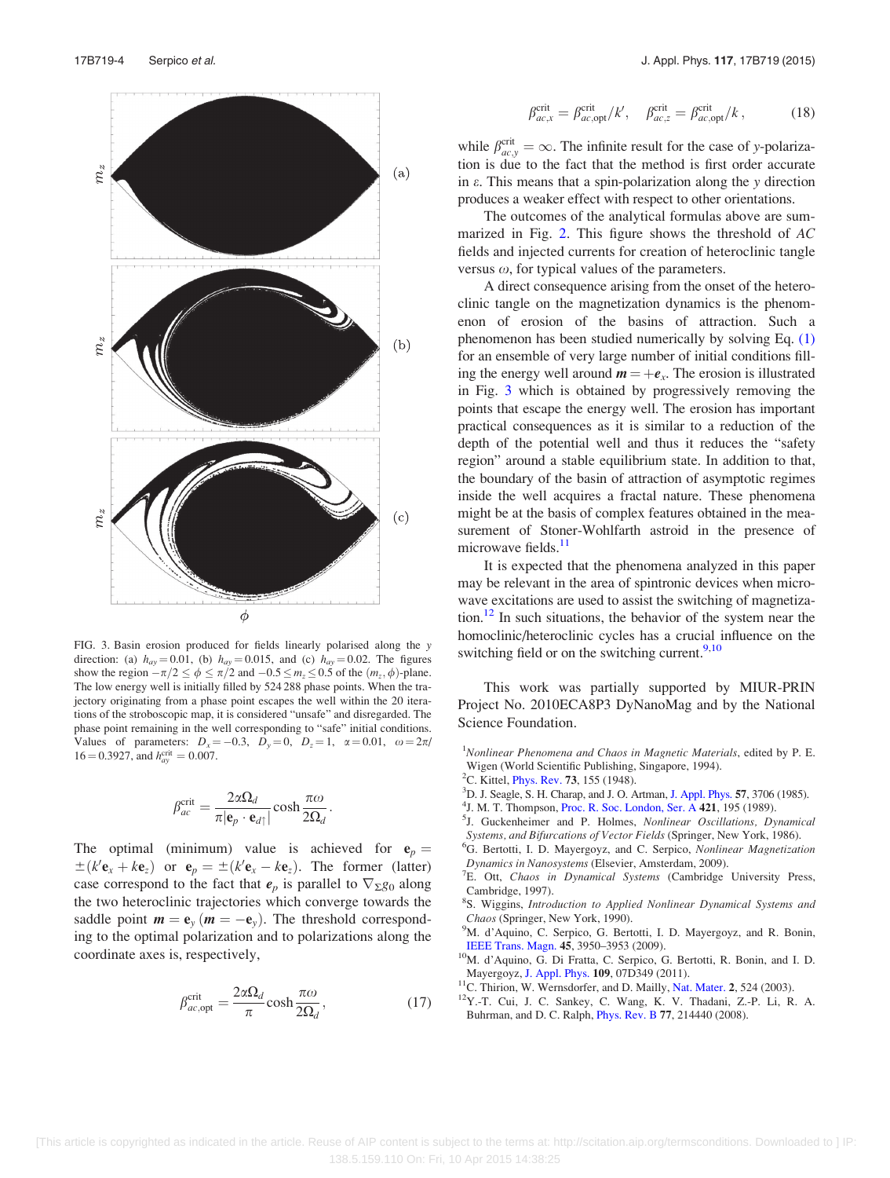$m_z$

(a)

$m_z$

(b)

$m_z$

(c)

$\phi$

FIG. 3. Basin erosion produced for fields linearly polarised along the $y$ direction: (a) $h_{ay} = 0.01$, (b) $h_{ay} = 0.015$, and (c) $h_{ay} = 0.02$. The figures show the region $-\pi/2 \leq \phi \leq \pi/2$ and $-0.5 \leq m_z \leq 0.5$ of the $(m_z, \phi)$-plane. The low energy well is initially filled by 524 288 phase points. When the trajectory originating from a phase point escapes the well within the 20 iterations of the stroboscopic map, it is considered "unsafe" and disregarded. The phase point remaining in the well corresponding to "safe" initial conditions. Values of parameters: $D_x = -0.3$, $D_y = 0$, $D_z = 1$, $\alpha = 0.01$, $\omega = 2\pi/16 = 0.3927$, and $h_{ay}^{\rm crit} = 0.007$.

$$\beta_{ac}^{\rm crit} = \frac{2\alpha\Omega_d}{\pi|\mathbf{e}_p \cdot \mathbf{e}_{d\uparrow}|} \cosh \frac{\pi\omega}{2\Omega_d}.$$

The optimal (minimum) value is achieved for $\mathbf{e}_p = \pm(k'\mathbf{e}_x + k\mathbf{e}_z)$ or $\mathbf{e}_p = \pm(k'\mathbf{e}_x - k\mathbf{e}_z)$. The former (latter) case correspond to the fact that $\boldsymbol{e}_p$ is parallel to $\nabla_\Sigma g_0$ along the two heteroclinic trajectories which converge towards the saddle point $\boldsymbol{m} = \mathbf{e}_y$ ($\boldsymbol{m} = -\mathbf{e}_y$). The threshold corresponding to the optimal polarization and to polarizations along the coordinate axes is, respectively,

$$\beta_{ac,\rm opt}^{\rm crit} = \frac{2\alpha\Omega_d}{\pi} \cosh \frac{\pi\omega}{2\Omega_d}, \tag{17}$$

$$\beta_{ac,x}^{\rm crit} = \beta_{ac,\rm opt}^{\rm crit}/k', \quad \beta_{ac,z}^{\rm crit} = \beta_{ac,\rm opt}^{\rm crit}/k, \tag{18}$$

while $\beta_{ac,y}^{\rm crit} = \infty$. The infinite result for the case of $y$-polarization is due to the fact that the method is first order accurate in $\varepsilon$. This means that a spin-polarization along the $y$ direction produces a weaker effect with respect to other orientations.

The outcomes of the analytical formulas above are summarized in Fig. 2. This figure shows the threshold of $AC$ fields and injected currents for creation of heteroclinic tangle versus $\omega$, for typical values of the parameters.

A direct consequence arising from the onset of the heteroclinic tangle on the magnetization dynamics is the phenomenon of erosion of the basins of attraction. Such a phenomenon has been studied numerically by solving Eq. (1) for an ensemble of very large number of initial conditions filling the energy well around $\boldsymbol{m} = +\boldsymbol{e}_x$. The erosion is illustrated in Fig. 3 which is obtained by progressively removing the points that escape the energy well. The erosion has important practical consequences as it is similar to a reduction of the depth of the potential well and thus it reduces the "safety region" around a stable equilibrium state. In addition to that, the boundary of the basin of attraction of asymptotic regimes inside the well acquires a fractal nature. These phenomena might be at the basis of complex features obtained in the measurement of Stoner-Wohlfarth astroid in the presence of microwave fields.[11]

It is expected that the phenomena analyzed in this paper may be relevant in the area of spintronic devices when microwave excitations are used to assist the switching of magnetization.[12] In such situations, the behavior of the system near the homoclinic/heteroclinic cycles has a crucial influence on the switching field or on the switching current.[9,10]

This work was partially supported by MIUR-PRIN Project No. 2010ECA8P3 DyNanoMag and by the National Science Foundation.

[1] *Nonlinear Phenomena and Chaos in Magnetic Materials*, edited by P. E. Wigen (World Scientific Publishing, Singapore, 1994).
[2] C. Kittel, Phys. Rev. **73**, 155 (1948).
[3] D. J. Seagle, S. H. Charap, and J. O. Artman, J. Appl. Phys. **57**, 3706 (1985).
[4] J. M. T. Thompson, Proc. R. Soc. London, Ser. A **421**, 195 (1989).
[5] J. Guckenheimer and P. Holmes, *Nonlinear Oscillations, Dynamical Systems, and Bifurcations of Vector Fields* (Springer, New York, 1986).
[6] G. Bertotti, I. D. Mayergoyz, and C. Serpico, *Nonlinear Magnetization Dynamics in Nanosystems* (Elsevier, Amsterdam, 2009).
[7] E. Ott, *Chaos in Dynamical Systems* (Cambridge University Press, Cambridge, 1997).
[8] S. Wiggins, *Introduction to Applied Nonlinear Dynamical Systems and Chaos* (Springer, New York, 1990).
[9] M. d'Aquino, C. Serpico, G. Bertotti, I. D. Mayergoyz, and R. Bonin, IEEE Trans. Magn. **45**, 3950–3953 (2009).
[10] M. d'Aquino, G. Di Fratta, C. Serpico, G. Bertotti, R. Bonin, and I. D. Mayergoyz, J. Appl. Phys. **109**, 07D349 (2011).
[11] C. Thirion, W. Wernsdorfer, and D. Mailly, Nat. Mater. **2**, 524 (2003).
[12] Y.-T. Cui, J. C. Sankey, C. Wang, K. V. Thadani, Z.-P. Li, R. A. Buhrman, and D. C. Ralph, Phys. Rev. B **77**, 214440 (2008).